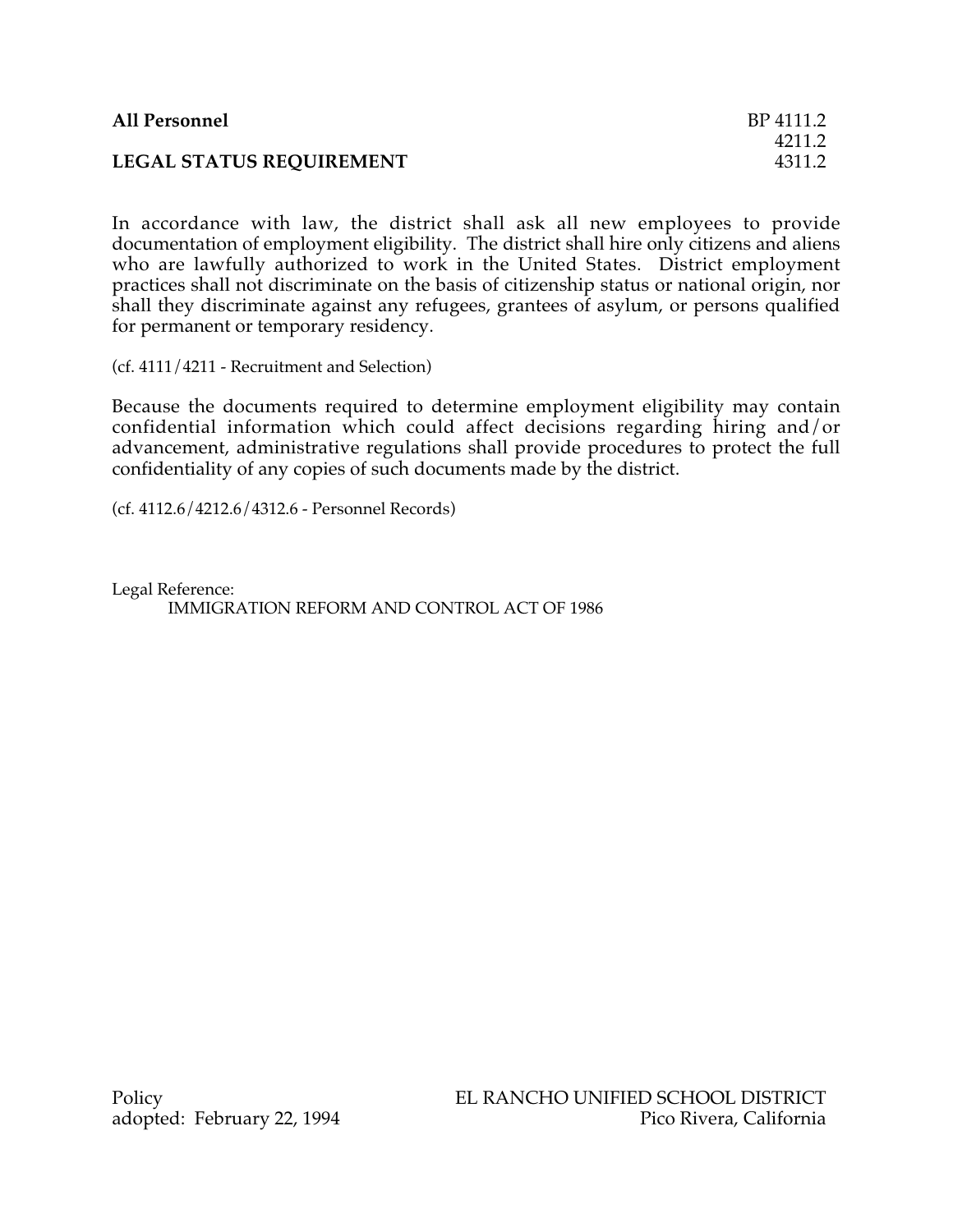**All Personnel** BP 4111.2
4211.2
**LEGAL STATUS REQUIREMENT** 4311.2

In accordance with law, the district shall ask all new employees to provide documentation of employment eligibility. The district shall hire only citizens and aliens who are lawfully authorized to work in the United States. District employment practices shall not discriminate on the basis of citizenship status or national origin, nor shall they discriminate against any refugees, grantees of asylum, or persons qualified for permanent or temporary residency.

(cf. 4111/4211 - Recruitment and Selection)

Because the documents required to determine employment eligibility may contain confidential information which could affect decisions regarding hiring and/or advancement, administrative regulations shall provide procedures to protect the full confidentiality of any copies of such documents made by the district.

(cf. 4112.6/4212.6/4312.6 - Personnel Records)

Legal Reference:
IMMIGRATION REFORM AND CONTROL ACT OF 1986

Policy
adopted: February 22, 1994

EL RANCHO UNIFIED SCHOOL DISTRICT
Pico Rivera, California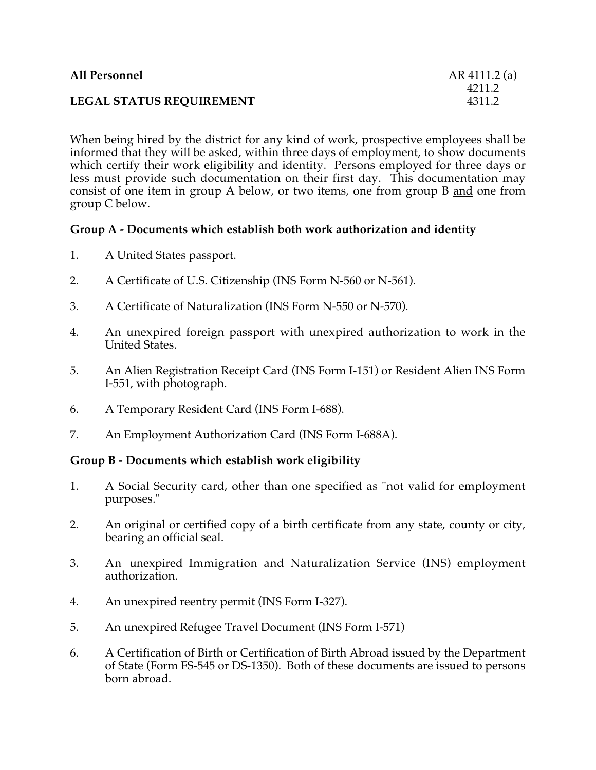**All Personnel** AR 4111.2 (a)
4211.2
**LEGAL STATUS REQUIREMENT** 4311.2

When being hired by the district for any kind of work, prospective employees shall be informed that they will be asked, within three days of employment, to show documents which certify their work eligibility and identity. Persons employed for three days or less must provide such documentation on their first day. This documentation may consist of one item in group A below, or two items, one from group B and one from group C below.

**Group A - Documents which establish both work authorization and identity**

1. A United States passport.

2. A Certificate of U.S. Citizenship (INS Form N-560 or N-561).

3. A Certificate of Naturalization (INS Form N-550 or N-570).

4. An unexpired foreign passport with unexpired authorization to work in the United States.

5. An Alien Registration Receipt Card (INS Form I-151) or Resident Alien INS Form I-551, with photograph.

6. A Temporary Resident Card (INS Form I-688).

7. An Employment Authorization Card (INS Form I-688A).

**Group B - Documents which establish work eligibility**

1. A Social Security card, other than one specified as "not valid for employment purposes."

2. An original or certified copy of a birth certificate from any state, county or city, bearing an official seal.

3. An unexpired Immigration and Naturalization Service (INS) employment authorization.

4. An unexpired reentry permit (INS Form I-327).

5. An unexpired Refugee Travel Document (INS Form I-571)

6. A Certification of Birth or Certification of Birth Abroad issued by the Department of State (Form FS-545 or DS-1350). Both of these documents are issued to persons born abroad.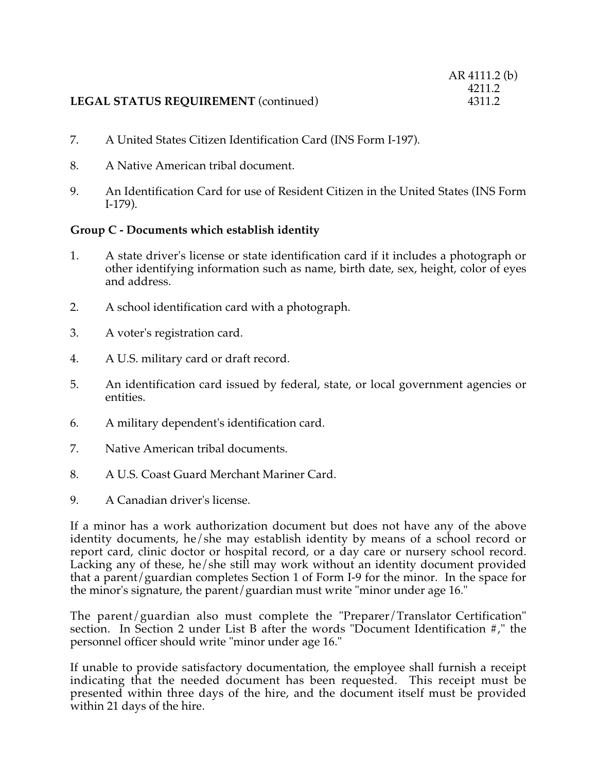7. A United States Citizen Identification Card (INS Form I-197).

8. A Native American tribal document.

9. An Identification Card for use of Resident Citizen in the United States (INS Form I-179).

**Group C - Documents which establish identity**

1. A state driver's license or state identification card if it includes a photograph or other identifying information such as name, birth date, sex, height, color of eyes and address.

2. A school identification card with a photograph.

3. A voter's registration card.

4. A U.S. military card or draft record.

5. An identification card issued by federal, state, or local government agencies or entities.

6. A military dependent's identification card.

7. Native American tribal documents.

8. A U.S. Coast Guard Merchant Mariner Card.

9. A Canadian driver's license.

If a minor has a work authorization document but does not have any of the above identity documents, he/she may establish identity by means of a school record or report card, clinic doctor or hospital record, or a day care or nursery school record. Lacking any of these, he/she still may work without an identity document provided that a parent/guardian completes Section 1 of Form I-9 for the minor. In the space for the minor's signature, the parent/guardian must write "minor under age 16."

The parent/guardian also must complete the "Preparer/Translator Certification" section. In Section 2 under List B after the words "Document Identification #," the personnel officer should write "minor under age 16."

If unable to provide satisfactory documentation, the employee shall furnish a receipt indicating that the needed document has been requested. This receipt must be presented within three days of the hire, and the document itself must be provided within 21 days of the hire.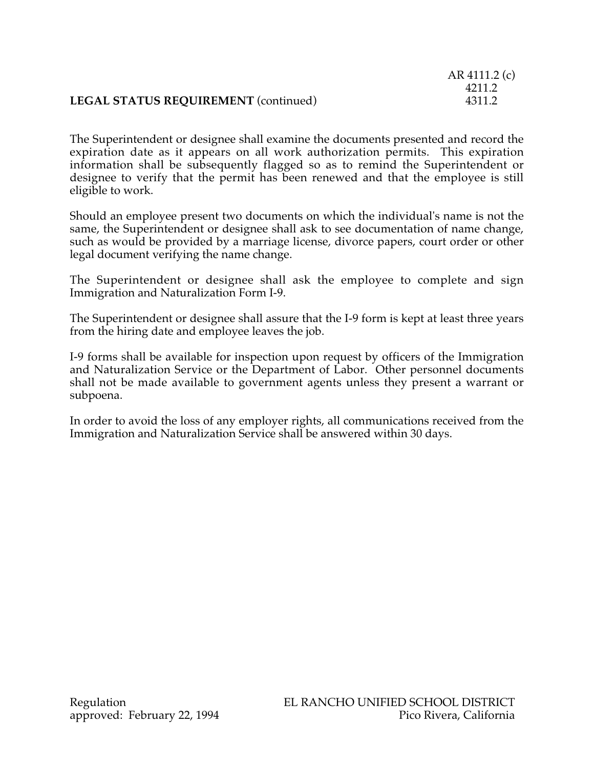AR 4111.2 (c)
4211.2
4311.2

**LEGAL STATUS REQUIREMENT** (continued)

The Superintendent or designee shall examine the documents presented and record the expiration date as it appears on all work authorization permits. This expiration information shall be subsequently flagged so as to remind the Superintendent or designee to verify that the permit has been renewed and that the employee is still eligible to work.

Should an employee present two documents on which the individual's name is not the same, the Superintendent or designee shall ask to see documentation of name change, such as would be provided by a marriage license, divorce papers, court order or other legal document verifying the name change.

The Superintendent or designee shall ask the employee to complete and sign Immigration and Naturalization Form I-9.

The Superintendent or designee shall assure that the I-9 form is kept at least three years from the hiring date and employee leaves the job.

I-9 forms shall be available for inspection upon request by officers of the Immigration and Naturalization Service or the Department of Labor. Other personnel documents shall not be made available to government agents unless they present a warrant or subpoena.

In order to avoid the loss of any employer rights, all communications received from the Immigration and Naturalization Service shall be answered within 30 days.

Regulation
approved: February 22, 1994

EL RANCHO UNIFIED SCHOOL DISTRICT
Pico Rivera, California